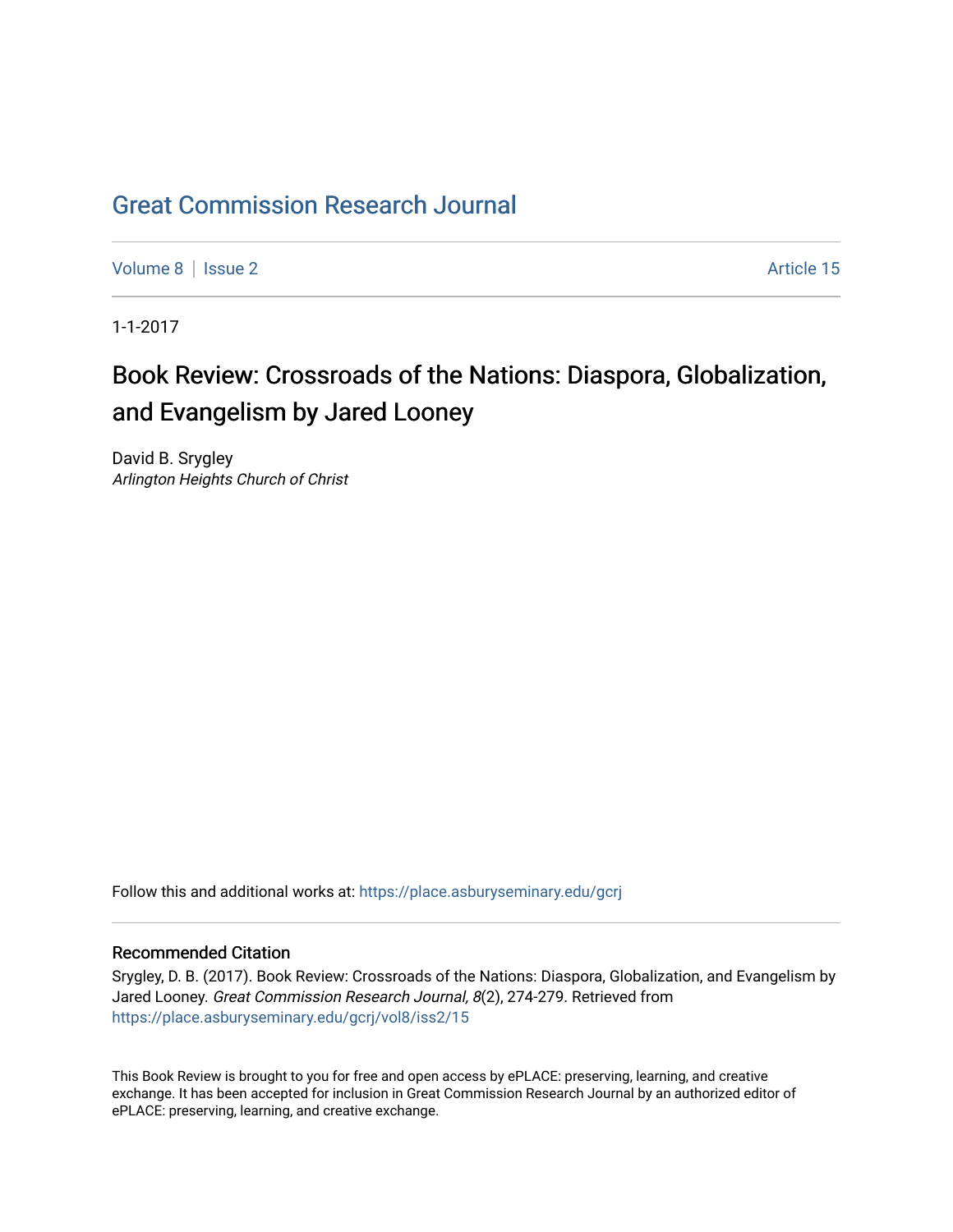# Great Commission Research Journal

Volume 8 | Issue 2 Article 15

1-1-2017

## Book Review: Crossroads of the Nations: Diaspora, Globalization, and Evangelism by Jared Looney

David B. Srygley
*Arlington Heights Church of Christ*

Follow this and additional works at: https://place.asburyseminary.edu/gcrj

### Recommended Citation

Srygley, D. B. (2017). Book Review: Crossroads of the Nations: Diaspora, Globalization, and Evangelism by Jared Looney. *Great Commission Research Journal, 8*(2), 274-279. Retrieved from https://place.asburyseminary.edu/gcrj/vol8/iss2/15

This Book Review is brought to you for free and open access by ePLACE: preserving, learning, and creative exchange. It has been accepted for inclusion in Great Commission Research Journal by an authorized editor of ePLACE: preserving, learning, and creative exchange.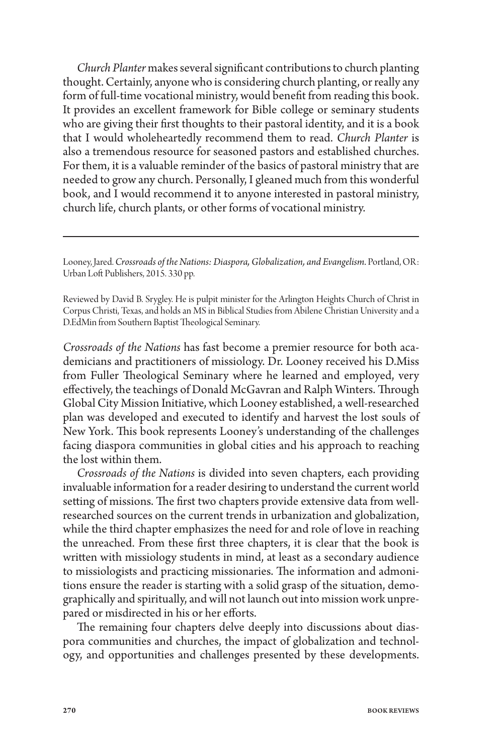*Church Planter* makes several significant contributions to church planting thought. Certainly, anyone who is considering church planting, or really any form of full-time vocational ministry, would benefit from reading this book. It provides an excellent framework for Bible college or seminary students who are giving their first thoughts to their pastoral identity, and it is a book that I would wholeheartedly recommend them to read. *Church Planter* is also a tremendous resource for seasoned pastors and established churches. For them, it is a valuable reminder of the basics of pastoral ministry that are needed to grow any church. Personally, I gleaned much from this wonderful book, and I would recommend it to anyone interested in pastoral ministry, church life, church plants, or other forms of vocational ministry.

---

Looney, Jared. *Crossroads of the Nations: Diaspora, Globalization, and Evangelism*. Portland, OR: Urban Loft Publishers, 2015. 330 pp.

Reviewed by David B. Srygley. He is pulpit minister for the Arlington Heights Church of Christ in Corpus Christi, Texas, and holds an MS in Biblical Studies from Abilene Christian University and a D.EdMin from Southern Baptist Theological Seminary.

*Crossroads of the Nations* has fast become a premier resource for both academicians and practitioners of missiology. Dr. Looney received his D.Miss from Fuller Theological Seminary where he learned and employed, very effectively, the teachings of Donald McGavran and Ralph Winters. Through Global City Mission Initiative, which Looney established, a well-researched plan was developed and executed to identify and harvest the lost souls of New York. This book represents Looney's understanding of the challenges facing diaspora communities in global cities and his approach to reaching the lost within them.

*Crossroads of the Nations* is divided into seven chapters, each providing invaluable information for a reader desiring to understand the current world setting of missions. The first two chapters provide extensive data from well-researched sources on the current trends in urbanization and globalization, while the third chapter emphasizes the need for and role of love in reaching the unreached. From these first three chapters, it is clear that the book is written with missiology students in mind, at least as a secondary audience to missiologists and practicing missionaries. The information and admonitions ensure the reader is starting with a solid grasp of the situation, demographically and spiritually, and will not launch out into mission work unprepared or misdirected in his or her efforts.

The remaining four chapters delve deeply into discussions about diaspora communities and churches, the impact of globalization and technology, and opportunities and challenges presented by these developments.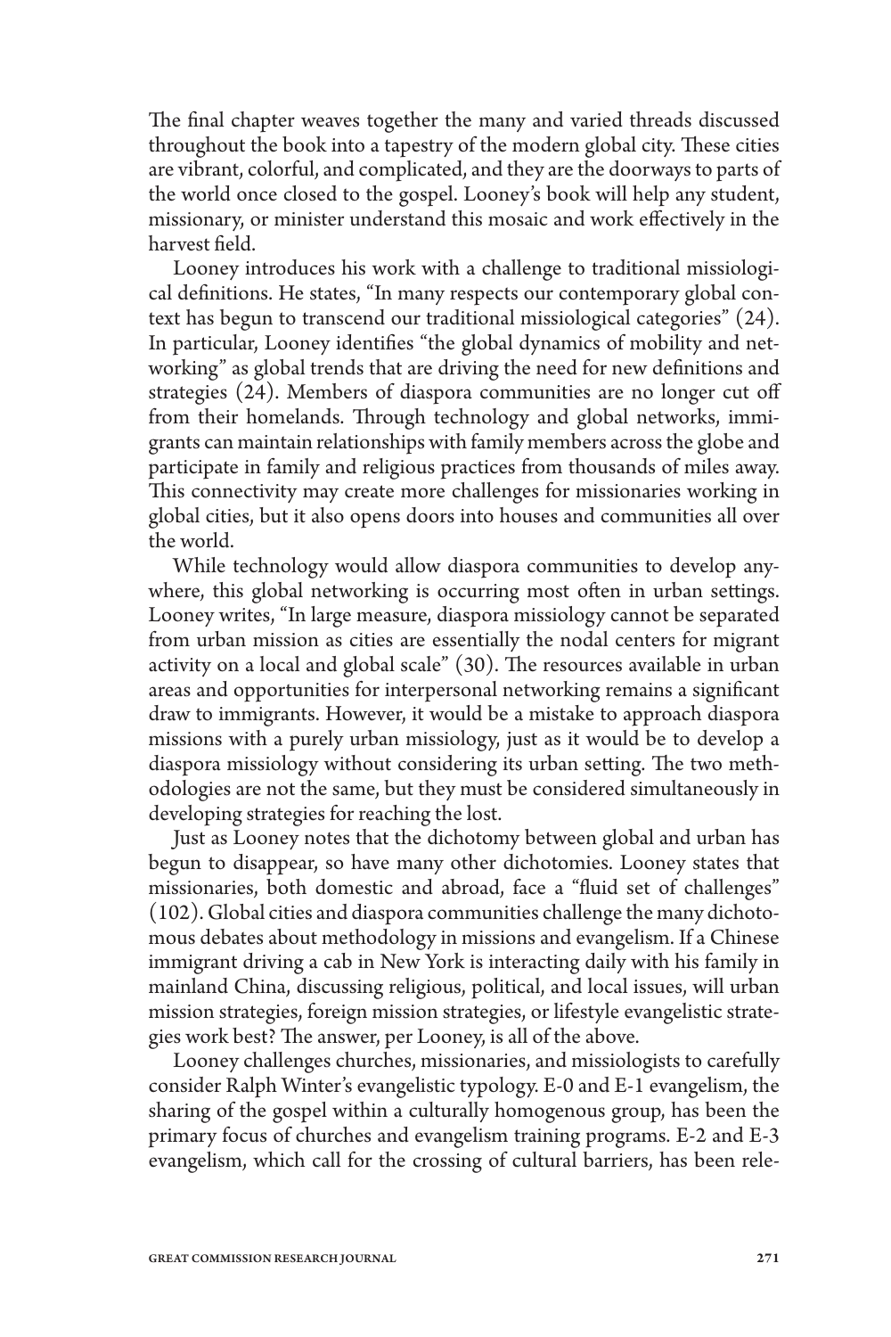The final chapter weaves together the many and varied threads discussed throughout the book into a tapestry of the modern global city. These cities are vibrant, colorful, and complicated, and they are the doorways to parts of the world once closed to the gospel. Looney's book will help any student, missionary, or minister understand this mosaic and work effectively in the harvest field.

Looney introduces his work with a challenge to traditional missiological definitions. He states, "In many respects our contemporary global context has begun to transcend our traditional missiological categories" (24). In particular, Looney identifies "the global dynamics of mobility and networking" as global trends that are driving the need for new definitions and strategies (24). Members of diaspora communities are no longer cut off from their homelands. Through technology and global networks, immigrants can maintain relationships with family members across the globe and participate in family and religious practices from thousands of miles away. This connectivity may create more challenges for missionaries working in global cities, but it also opens doors into houses and communities all over the world.

While technology would allow diaspora communities to develop anywhere, this global networking is occurring most often in urban settings. Looney writes, "In large measure, diaspora missiology cannot be separated from urban mission as cities are essentially the nodal centers for migrant activity on a local and global scale" (30). The resources available in urban areas and opportunities for interpersonal networking remains a significant draw to immigrants. However, it would be a mistake to approach diaspora missions with a purely urban missiology, just as it would be to develop a diaspora missiology without considering its urban setting. The two methodologies are not the same, but they must be considered simultaneously in developing strategies for reaching the lost.

Just as Looney notes that the dichotomy between global and urban has begun to disappear, so have many other dichotomies. Looney states that missionaries, both domestic and abroad, face a "fluid set of challenges" (102). Global cities and diaspora communities challenge the many dichotomous debates about methodology in missions and evangelism. If a Chinese immigrant driving a cab in New York is interacting daily with his family in mainland China, discussing religious, political, and local issues, will urban mission strategies, foreign mission strategies, or lifestyle evangelistic strategies work best? The answer, per Looney, is all of the above.

Looney challenges churches, missionaries, and missiologists to carefully consider Ralph Winter's evangelistic typology. E-0 and E-1 evangelism, the sharing of the gospel within a culturally homogenous group, has been the primary focus of churches and evangelism training programs. E-2 and E-3 evangelism, which call for the crossing of cultural barriers, has been rele-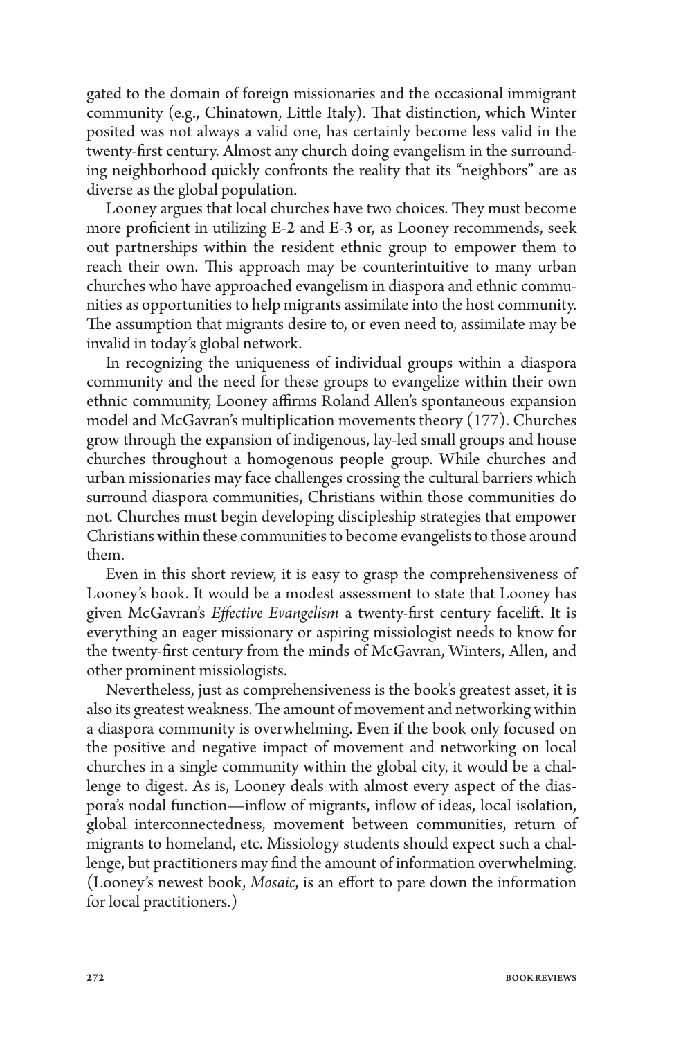gated to the domain of foreign missionaries and the occasional immigrant community (e.g., Chinatown, Little Italy). That distinction, which Winter posited was not always a valid one, has certainly become less valid in the twenty-first century. Almost any church doing evangelism in the surrounding neighborhood quickly confronts the reality that its "neighbors" are as diverse as the global population.

Looney argues that local churches have two choices. They must become more proficient in utilizing E-2 and E-3 or, as Looney recommends, seek out partnerships within the resident ethnic group to empower them to reach their own. This approach may be counterintuitive to many urban churches who have approached evangelism in diaspora and ethnic communities as opportunities to help migrants assimilate into the host community. The assumption that migrants desire to, or even need to, assimilate may be invalid in today's global network.

In recognizing the uniqueness of individual groups within a diaspora community and the need for these groups to evangelize within their own ethnic community, Looney affirms Roland Allen's spontaneous expansion model and McGavran's multiplication movements theory (177). Churches grow through the expansion of indigenous, lay-led small groups and house churches throughout a homogenous people group. While churches and urban missionaries may face challenges crossing the cultural barriers which surround diaspora communities, Christians within those communities do not. Churches must begin developing discipleship strategies that empower Christians within these communities to become evangelists to those around them.

Even in this short review, it is easy to grasp the comprehensiveness of Looney's book. It would be a modest assessment to state that Looney has given McGavran's *Effective Evangelism* a twenty-first century facelift. It is everything an eager missionary or aspiring missiologist needs to know for the twenty-first century from the minds of McGavran, Winters, Allen, and other prominent missiologists.

Nevertheless, just as comprehensiveness is the book's greatest asset, it is also its greatest weakness. The amount of movement and networking within a diaspora community is overwhelming. Even if the book only focused on the positive and negative impact of movement and networking on local churches in a single community within the global city, it would be a challenge to digest. As is, Looney deals with almost every aspect of the diaspora's nodal function—inflow of migrants, inflow of ideas, local isolation, global interconnectedness, movement between communities, return of migrants to homeland, etc. Missiology students should expect such a challenge, but practitioners may find the amount of information overwhelming. (Looney's newest book, *Mosaic*, is an effort to pare down the information for local practitioners.)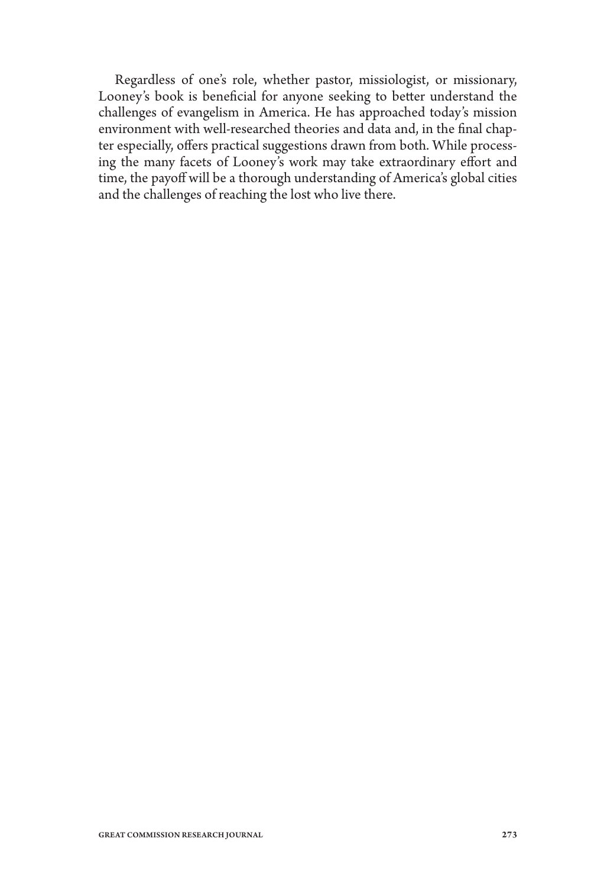Regardless of one's role, whether pastor, missiologist, or missionary, Looney's book is beneficial for anyone seeking to better understand the challenges of evangelism in America. He has approached today's mission environment with well-researched theories and data and, in the final chapter especially, offers practical suggestions drawn from both. While processing the many facets of Looney's work may take extraordinary effort and time, the payoff will be a thorough understanding of America's global cities and the challenges of reaching the lost who live there.